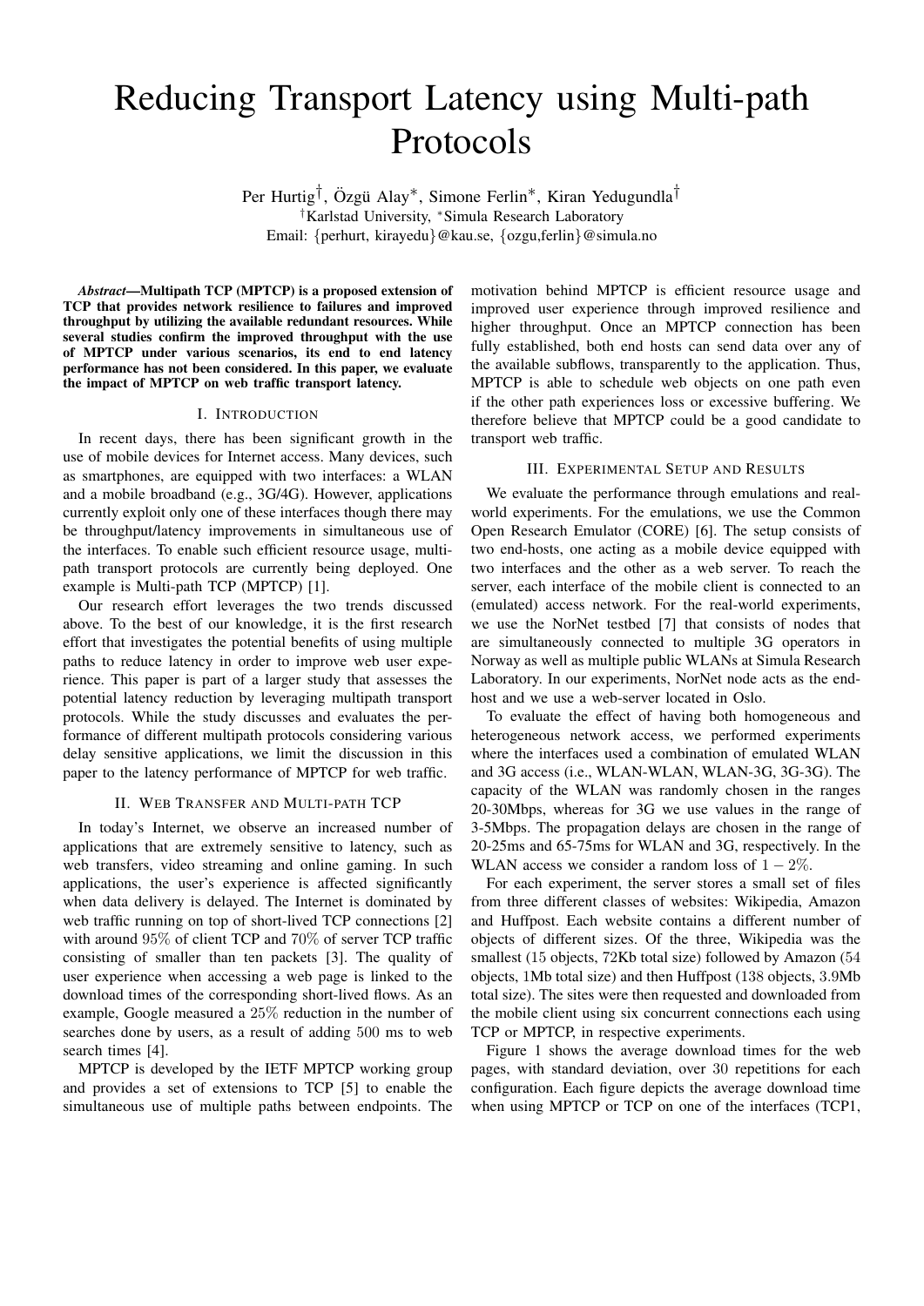# Reducing Transport Latency using Multi-path Protocols

Per Hurtig[†], Özgü Alay[\*], Simone Ferlin[\*], Kiran Yedugundla[†]

[†]Karlstad University, [\*]Simula Research Laboratory

Email: {perhurt, kirayedu}@kau.se, {ozgu,ferlin}@simula.no

***Abstract*—Multipath TCP (MPTCP) is a proposed extension of TCP that provides network resilience to failures and improved throughput by utilizing the available redundant resources. While several studies confirm the improved throughput with the use of MPTCP under various scenarios, its end to end latency performance has not been considered. In this paper, we evaluate the impact of MPTCP on web traffic transport latency.**

## I. Introduction

In recent days, there has been significant growth in the use of mobile devices for Internet access. Many devices, such as smartphones, are equipped with two interfaces: a WLAN and a mobile broadband (e.g., 3G/4G). However, applications currently exploit only one of these interfaces though there may be throughput/latency improvements in simultaneous use of the interfaces. To enable such efficient resource usage, multi-path transport protocols are currently being deployed. One example is Multi-path TCP (MPTCP) [1].

Our research effort leverages the two trends discussed above. To the best of our knowledge, it is the first research effort that investigates the potential benefits of using multiple paths to reduce latency in order to improve web user experience. This paper is part of a larger study that assesses the potential latency reduction by leveraging multipath transport protocols. While the study discusses and evaluates the performance of different multipath protocols considering various delay sensitive applications, we limit the discussion in this paper to the latency performance of MPTCP for web traffic.

## II. Web Transfer and Multi-path TCP

In today's Internet, we observe an increased number of applications that are extremely sensitive to latency, such as web transfers, video streaming and online gaming. In such applications, the user's experience is affected significantly when data delivery is delayed. The Internet is dominated by web traffic running on top of short-lived TCP connections [2] with around $95\%$ of client TCP and $70\%$ of server TCP traffic consisting of smaller than ten packets [3]. The quality of user experience when accessing a web page is linked to the download times of the corresponding short-lived flows. As an example, Google measured a $25\%$ reduction in the number of searches done by users, as a result of adding $500$ ms to web search times [4].

MPTCP is developed by the IETF MPTCP working group and provides a set of extensions to TCP [5] to enable the simultaneous use of multiple paths between endpoints. The motivation behind MPTCP is efficient resource usage and improved user experience through improved resilience and higher throughput. Once an MPTCP connection has been fully established, both end hosts can send data over any of the available subflows, transparently to the application. Thus, MPTCP is able to schedule web objects on one path even if the other path experiences loss or excessive buffering. We therefore believe that MPTCP could be a good candidate to transport web traffic.

## III. Experimental Setup and Results

We evaluate the performance through emulations and real-world experiments. For the emulations, we use the Common Open Research Emulator (CORE) [6]. The setup consists of two end-hosts, one acting as a mobile device equipped with two interfaces and the other as a web server. To reach the server, each interface of the mobile client is connected to an (emulated) access network. For the real-world experiments, we use the NorNet testbed [7] that consists of nodes that are simultaneously connected to multiple 3G operators in Norway as well as multiple public WLANs at Simula Research Laboratory. In our experiments, NorNet node acts as the end-host and we use a web-server located in Oslo.

To evaluate the effect of having both homogeneous and heterogeneous network access, we performed experiments where the interfaces used a combination of emulated WLAN and 3G access (i.e., WLAN-WLAN, WLAN-3G, 3G-3G). The capacity of the WLAN was randomly chosen in the ranges 20-30Mbps, whereas for 3G we use values in the range of 3-5Mbps. The propagation delays are chosen in the range of 20-25ms and 65-75ms for WLAN and 3G, respectively. In the WLAN access we consider a random loss of $1-2\%$.

For each experiment, the server stores a small set of files from three different classes of websites: Wikipedia, Amazon and Huffpost. Each website contains a different number of objects of different sizes. Of the three, Wikipedia was the smallest (15 objects, 72Kb total size) followed by Amazon ($54$ objects, 1Mb total size) and then Huffpost ($138$ objects, 3.9Mb total size). The sites were then requested and downloaded from the mobile client using six concurrent connections each using TCP or MPTCP, in respective experiments.

Figure 1 shows the average download times for the web pages, with standard deviation, over $30$ repetitions for each configuration. Each figure depicts the average download time when using MPTCP or TCP on one of the interfaces (TCP1,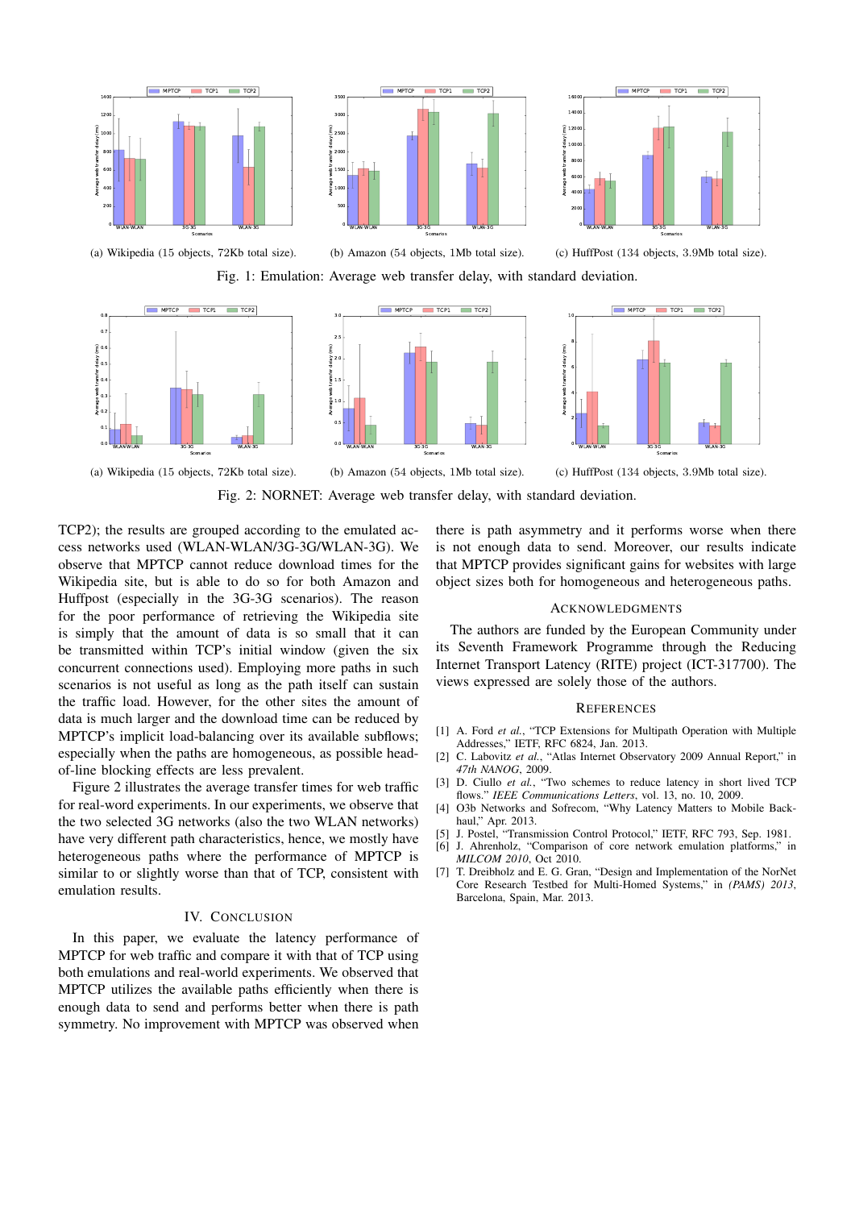(a) Wikipedia (15 objects, 72Kb total size).

(b) Amazon (54 objects, 1Mb total size).

(c) HuffPost (134 objects, 3.9Mb total size).

Fig. 1: Emulation: Average web transfer delay, with standard deviation.

(a) Wikipedia (15 objects, 72Kb total size).

(b) Amazon (54 objects, 1Mb total size).

(c) HuffPost (134 objects, 3.9Mb total size).

Fig. 2: NORNET: Average web transfer delay, with standard deviation.

TCP2); the results are grouped according to the emulated access networks used (WLAN-WLAN/3G-3G/WLAN-3G). We observe that MPTCP cannot reduce download times for the Wikipedia site, but is able to do so for both Amazon and Huffpost (especially in the 3G-3G scenarios). The reason for the poor performance of retrieving the Wikipedia site is simply that the amount of data is so small that it can be transmitted within TCP's initial window (given the six concurrent connections used). Employing more paths in such scenarios is not useful as long as the path itself can sustain the traffic load. However, for the other sites the amount of data is much larger and the download time can be reduced by MPTCP's implicit load-balancing over its available subflows; especially when the paths are homogeneous, as possible head-of-line blocking effects are less prevalent.

Figure 2 illustrates the average transfer times for web traffic for real-word experiments. In our experiments, we observe that the two selected 3G networks (also the two WLAN networks) have very different path characteristics, hence, we mostly have heterogeneous paths where the performance of MPTCP is similar to or slightly worse than that of TCP, consistent with emulation results.

## IV. Conclusion

In this paper, we evaluate the latency performance of MPTCP for web traffic and compare it with that of TCP using both emulations and real-world experiments. We observed that MPTCP utilizes the available paths efficiently when there is enough data to send and performs better when there is path symmetry. No improvement with MPTCP was observed when there is path asymmetry and it performs worse when there is not enough data to send. Moreover, our results indicate that MPTCP provides significant gains for websites with large object sizes both for homogeneous and heterogeneous paths.

## Acknowledgments

The authors are funded by the European Community under its Seventh Framework Programme through the Reducing Internet Transport Latency (RITE) project (ICT-317700). The views expressed are solely those of the authors.

## References

[1] A. Ford *et al.*, "TCP Extensions for Multipath Operation with Multiple Addresses," IETF, RFC 6824, Jan. 2013.

[2] C. Labovitz *et al.*, "Atlas Internet Observatory 2009 Annual Report," in *47th NANOG*, 2009.

[3] D. Ciullo *et al.*, "Two schemes to reduce latency in short lived TCP flows." *IEEE Communications Letters*, vol. 13, no. 10, 2009.

[4] O3b Networks and Sofrecom, "Why Latency Matters to Mobile Backhaul," Apr. 2013.

[5] J. Postel, "Transmission Control Protocol," IETF, RFC 793, Sep. 1981.

[6] J. Ahrenholz, "Comparison of core network emulation platforms," in *MILCOM 2010*, Oct 2010.

[7] T. Dreibholz and E. G. Gran, "Design and Implementation of the NorNet Core Research Testbed for Multi-Homed Systems," in *(PAMS) 2013*, Barcelona, Spain, Mar. 2013.